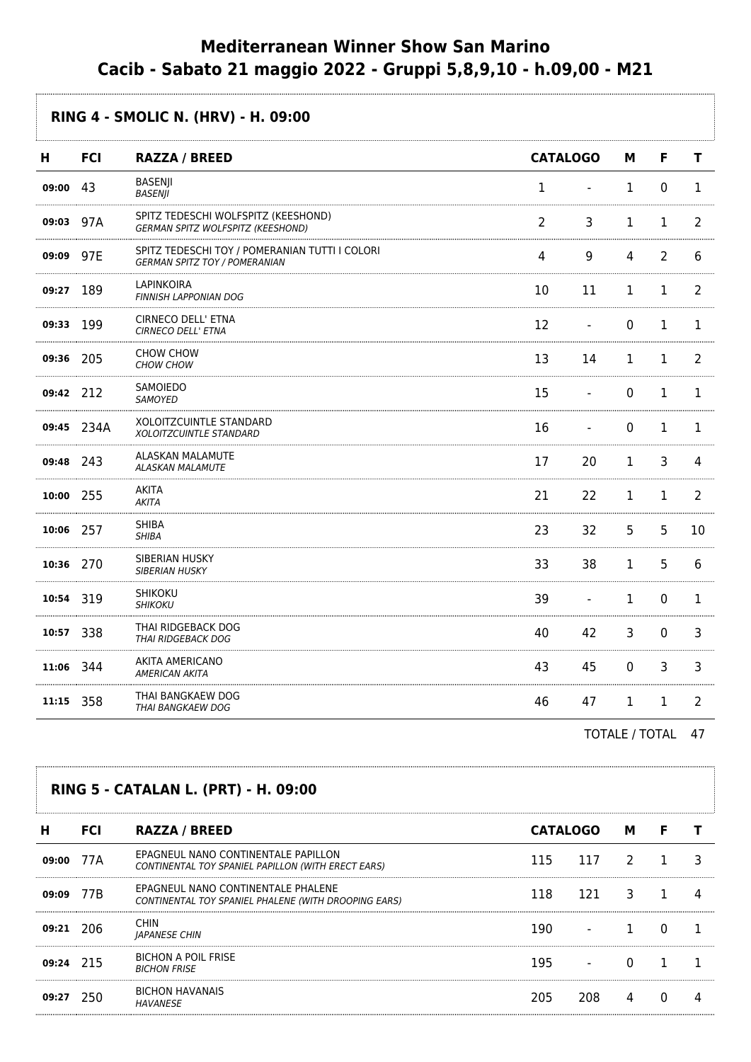# Mediterranean Winner Show San Marino
# Cacib - Sabato 21 maggio 2022 - Gruppi 5,8,9,10 - h.09,00 - M21

## RING 4 - SMOLIC N. (HRV) - H. 09:00

| H | FCI | RAZZA / BREED | CATALOGO | | M | F | T |
|---|---|---|---|---|---|---|---|
| 09:00 | 43 | BASENJI<br>*BASENJI* | 1 | - | 1 | 0 | 1 |
| 09:03 | 97A | SPITZ TEDESCHI WOLFSPITZ (KEESHOND)<br>*GERMAN SPITZ WOLFSPITZ (KEESHOND)* | 2 | 3 | 1 | 1 | 2 |
| 09:09 | 97E | SPITZ TEDESCHI TOY / POMERANIAN TUTTI I COLORI<br>*GERMAN SPITZ TOY / POMERANIAN* | 4 | 9 | 4 | 2 | 6 |
| 09:27 | 189 | LAPINKOIRA<br>*FINNISH LAPPONIAN DOG* | 10 | 11 | 1 | 1 | 2 |
| 09:33 | 199 | CIRNECO DELL' ETNA<br>*CIRNECO DELL' ETNA* | 12 | - | 0 | 1 | 1 |
| 09:36 | 205 | CHOW CHOW<br>*CHOW CHOW* | 13 | 14 | 1 | 1 | 2 |
| 09:42 | 212 | SAMOIEDO<br>*SAMOYED* | 15 | - | 0 | 1 | 1 |
| 09:45 | 234A | XOLOITZCUINTLE STANDARD<br>*XOLOITZCUINTLE STANDARD* | 16 | - | 0 | 1 | 1 |
| 09:48 | 243 | ALASKAN MALAMUTE<br>*ALASKAN MALAMUTE* | 17 | 20 | 1 | 3 | 4 |
| 10:00 | 255 | AKITA<br>*AKITA* | 21 | 22 | 1 | 1 | 2 |
| 10:06 | 257 | SHIBA<br>*SHIBA* | 23 | 32 | 5 | 5 | 10 |
| 10:36 | 270 | SIBERIAN HUSKY<br>*SIBERIAN HUSKY* | 33 | 38 | 1 | 5 | 6 |
| 10:54 | 319 | SHIKOKU<br>*SHIKOKU* | 39 | - | 1 | 0 | 1 |
| 10:57 | 338 | THAI RIDGEBACK DOG<br>*THAI RIDGEBACK DOG* | 40 | 42 | 3 | 0 | 3 |
| 11:06 | 344 | AKITA AMERICANO<br>*AMERICAN AKITA* | 43 | 45 | 0 | 3 | 3 |
| 11:15 | 358 | THAI BANGKAEW DOG<br>*THAI BANGKAEW DOG* | 46 | 47 | 1 | 1 | 2 |

TOTALE / TOTAL 47

## RING 5 - CATALAN L. (PRT) - H. 09:00

| H | FCI | RAZZA / BREED | CATALOGO | | M | F | T |
|---|---|---|---|---|---|---|---|
| 09:00 | 77A | EPAGNEUL NANO CONTINENTALE PAPILLON<br>*CONTINENTAL TOY SPANIEL PAPILLON (WITH ERECT EARS)* | 115 | 117 | 2 | 1 | 3 |
| 09:09 | 77B | EPAGNEUL NANO CONTINENTALE PHALENE<br>*CONTINENTAL TOY SPANIEL PHALENE (WITH DROOPING EARS)* | 118 | 121 | 3 | 1 | 4 |
| 09:21 | 206 | CHIN<br>*JAPANESE CHIN* | 190 | - | 1 | 0 | 1 |
| 09:24 | 215 | BICHON A POIL FRISE<br>*BICHON FRISE* | 195 | - | 0 | 1 | 1 |
| 09:27 | 250 | BICHON HAVANAIS<br>*HAVANESE* | 205 | 208 | 4 | 0 | 4 |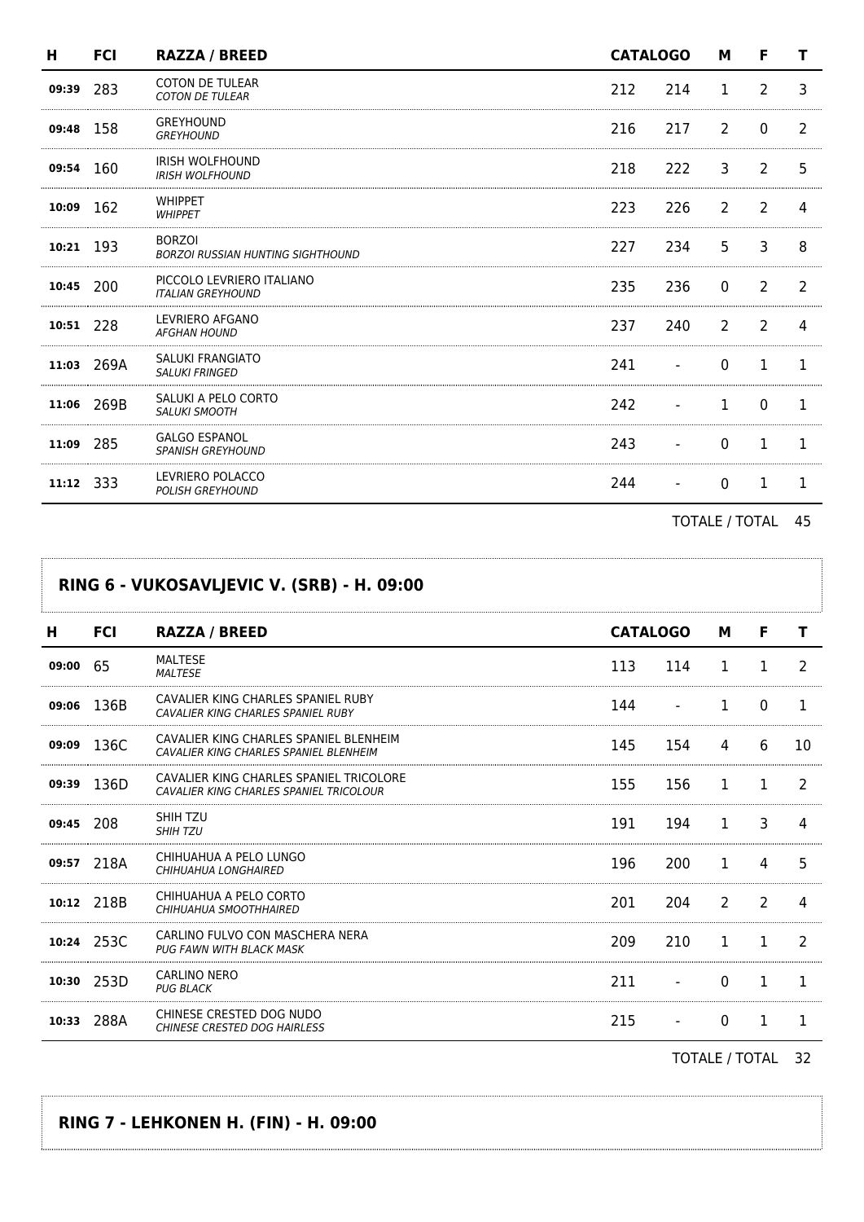| H | FCI | RAZZA / BREED | CATALOGO | | M | F | T |
|---|---|---|---|---|---|---|---|
| 09:39 | 283 | COTON DE TULEAR<br>*COTON DE TULEAR* | 212 | 214 | 1 | 2 | 3 |
| 09:48 | 158 | GREYHOUND<br>*GREYHOUND* | 216 | 217 | 2 | 0 | 2 |
| 09:54 | 160 | IRISH WOLFHOUND<br>*IRISH WOLFHOUND* | 218 | 222 | 3 | 2 | 5 |
| 10:09 | 162 | WHIPPET<br>*WHIPPET* | 223 | 226 | 2 | 2 | 4 |
| 10:21 | 193 | BORZOI<br>*BORZOI RUSSIAN HUNTING SIGHTHOUND* | 227 | 234 | 5 | 3 | 8 |
| 10:45 | 200 | PICCOLO LEVRIERO ITALIANO<br>*ITALIAN GREYHOUND* | 235 | 236 | 0 | 2 | 2 |
| 10:51 | 228 | LEVRIERO AFGANO<br>*AFGHAN HOUND* | 237 | 240 | 2 | 2 | 4 |
| 11:03 | 269A | SALUKI FRANGIATO<br>*SALUKI FRINGED* | 241 | - | 0 | 1 | 1 |
| 11:06 | 269B | SALUKI A PELO CORTO<br>*SALUKI SMOOTH* | 242 | - | 1 | 0 | 1 |
| 11:09 | 285 | GALGO ESPANOL<br>*SPANISH GREYHOUND* | 243 | - | 0 | 1 | 1 |
| 11:12 | 333 | LEVRIERO POLACCO<br>*POLISH GREYHOUND* | 244 | - | 0 | 1 | 1 |

TOTALE / TOTAL 45

## RING 6 - VUKOSAVLJEVIC V. (SRB) - H. 09:00

| H | FCI | RAZZA / BREED | CATALOGO | | M | F | T |
|---|---|---|---|---|---|---|---|
| 09:00 | 65 | MALTESE<br>*MALTESE* | 113 | 114 | 1 | 1 | 2 |
| 09:06 | 136B | CAVALIER KING CHARLES SPANIEL RUBY<br>*CAVALIER KING CHARLES SPANIEL RUBY* | 144 | - | 1 | 0 | 1 |
| 09:09 | 136C | CAVALIER KING CHARLES SPANIEL BLENHEIM<br>*CAVALIER KING CHARLES SPANIEL BLENHEIM* | 145 | 154 | 4 | 6 | 10 |
| 09:39 | 136D | CAVALIER KING CHARLES SPANIEL TRICOLORE<br>*CAVALIER KING CHARLES SPANIEL TRICOLOUR* | 155 | 156 | 1 | 1 | 2 |
| 09:45 | 208 | SHIH TZU<br>*SHIH TZU* | 191 | 194 | 1 | 3 | 4 |
| 09:57 | 218A | CHIHUAHUA A PELO LUNGO<br>*CHIHUAHUA LONGHAIRED* | 196 | 200 | 1 | 4 | 5 |
| 10:12 | 218B | CHIHUAHUA A PELO CORTO<br>*CHIHUAHUA SMOOTHHAIRED* | 201 | 204 | 2 | 2 | 4 |
| 10:24 | 253C | CARLINO FULVO CON MASCHERA NERA<br>*PUG FAWN WITH BLACK MASK* | 209 | 210 | 1 | 1 | 2 |
| 10:30 | 253D | CARLINO NERO<br>*PUG BLACK* | 211 | - | 0 | 1 | 1 |
| 10:33 | 288A | CHINESE CRESTED DOG NUDO<br>*CHINESE CRESTED DOG HAIRLESS* | 215 | - | 0 | 1 | 1 |

TOTALE / TOTAL 32

## RING 7 - LEHKONEN H. (FIN) - H. 09:00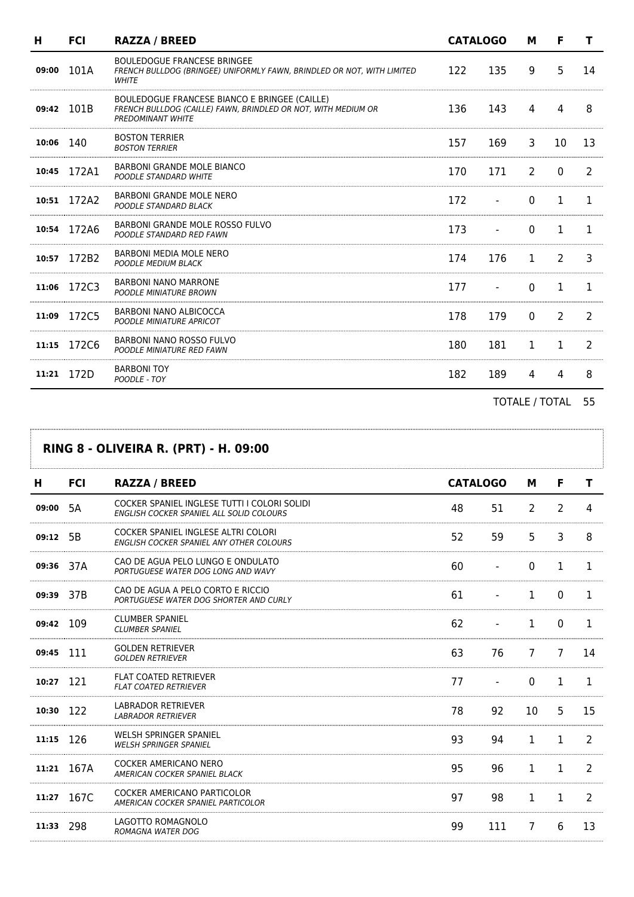| H | FCI | RAZZA / BREED | CATALOGO | | M | F | T |
|---|---|---|---|---|---|---|---|
| 09:00 | 101A | BOULEDOGUE FRANCESE BRINGEE<br>*FRENCH BULLDOG (BRINGEE) UNIFORMLY FAWN, BRINDLED OR NOT, WITH LIMITED WHITE* | 122 | 135 | 9 | 5 | 14 |
| 09:42 | 101B | BOULEDOGUE FRANCESE BIANCO E BRINGEE (CAILLE)<br>*FRENCH BULLDOG (CAILLE) FAWN, BRINDLED OR NOT, WITH MEDIUM OR PREDOMINANT WHITE* | 136 | 143 | 4 | 4 | 8 |
| 10:06 | 140 | BOSTON TERRIER<br>*BOSTON TERRIER* | 157 | 169 | 3 | 10 | 13 |
| 10:45 | 172A1 | BARBONI GRANDE MOLE BIANCO<br>*POODLE STANDARD WHITE* | 170 | 171 | 2 | 0 | 2 |
| 10:51 | 172A2 | BARBONI GRANDE MOLE NERO<br>*POODLE STANDARD BLACK* | 172 | - | 0 | 1 | 1 |
| 10:54 | 172A6 | BARBONI GRANDE MOLE ROSSO FULVO<br>*POODLE STANDARD RED FAWN* | 173 | - | 0 | 1 | 1 |
| 10:57 | 172B2 | BARBONI MEDIA MOLE NERO<br>*POODLE MEDIUM BLACK* | 174 | 176 | 1 | 2 | 3 |
| 11:06 | 172C3 | BARBONI NANO MARRONE<br>*POODLE MINIATURE BROWN* | 177 | - | 0 | 1 | 1 |
| 11:09 | 172C5 | BARBONI NANO ALBICOCCA<br>*POODLE MINIATURE APRICOT* | 178 | 179 | 0 | 2 | 2 |
| 11:15 | 172C6 | BARBONI NANO ROSSO FULVO<br>*POODLE MINIATURE RED FAWN* | 180 | 181 | 1 | 1 | 2 |
| 11:21 | 172D | BARBONI TOY<br>*POODLE - TOY* | 182 | 189 | 4 | 4 | 8 |

TOTALE / TOTAL 55

## RING 8 - OLIVEIRA R. (PRT) - H. 09:00

| H | FCI | RAZZA / BREED | CATALOGO | | M | F | T |
|---|---|---|---|---|---|---|---|
| 09:00 | 5A | COCKER SPANIEL INGLESE TUTTI I COLORI SOLIDI<br>*ENGLISH COCKER SPANIEL ALL SOLID COLOURS* | 48 | 51 | 2 | 2 | 4 |
| 09:12 | 5B | COCKER SPANIEL INGLESE ALTRI COLORI<br>*ENGLISH COCKER SPANIEL ANY OTHER COLOURS* | 52 | 59 | 5 | 3 | 8 |
| 09:36 | 37A | CAO DE AGUA PELO LUNGO E ONDULATO<br>*PORTUGUESE WATER DOG LONG AND WAVY* | 60 | - | 0 | 1 | 1 |
| 09:39 | 37B | CAO DE AGUA A PELO CORTO E RICCIO<br>*PORTUGUESE WATER DOG SHORTER AND CURLY* | 61 | - | 1 | 0 | 1 |
| 09:42 | 109 | CLUMBER SPANIEL<br>*CLUMBER SPANIEL* | 62 | - | 1 | 0 | 1 |
| 09:45 | 111 | GOLDEN RETRIEVER<br>*GOLDEN RETRIEVER* | 63 | 76 | 7 | 7 | 14 |
| 10:27 | 121 | FLAT COATED RETRIEVER<br>*FLAT COATED RETRIEVER* | 77 | - | 0 | 1 | 1 |
| 10:30 | 122 | LABRADOR RETRIEVER<br>*LABRADOR RETRIEVER* | 78 | 92 | 10 | 5 | 15 |
| 11:15 | 126 | WELSH SPRINGER SPANIEL<br>*WELSH SPRINGER SPANIEL* | 93 | 94 | 1 | 1 | 2 |
| 11:21 | 167A | COCKER AMERICANO NERO<br>*AMERICAN COCKER SPANIEL BLACK* | 95 | 96 | 1 | 1 | 2 |
| 11:27 | 167C | COCKER AMERICANO PARTICOLOR<br>*AMERICAN COCKER SPANIEL PARTICOLOR* | 97 | 98 | 1 | 1 | 2 |
| 11:33 | 298 | LAGOTTO ROMAGNOLO<br>*ROMAGNA WATER DOG* | 99 | 111 | 7 | 6 | 13 |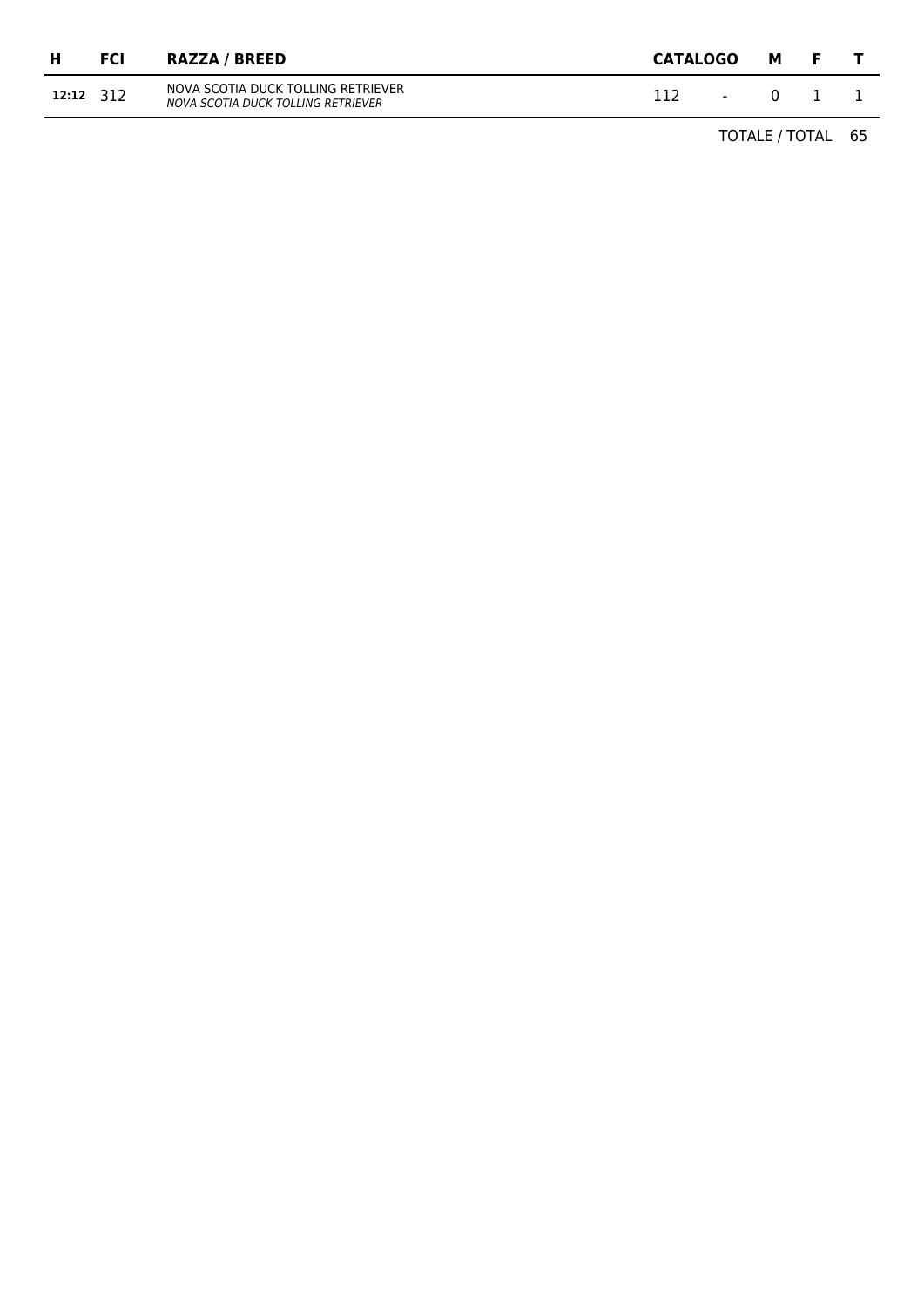| H | FCI | RAZZA / BREED | CATALOGO | | M | F | T |
|---|---|---|---|---|---|---|---|
| **12:12** | 312 | NOVA SCOTIA DUCK TOLLING RETRIEVER *NOVA SCOTIA DUCK TOLLING RETRIEVER* | 112 | - | 0 | 1 | 1 |

TOTALE / TOTAL 65